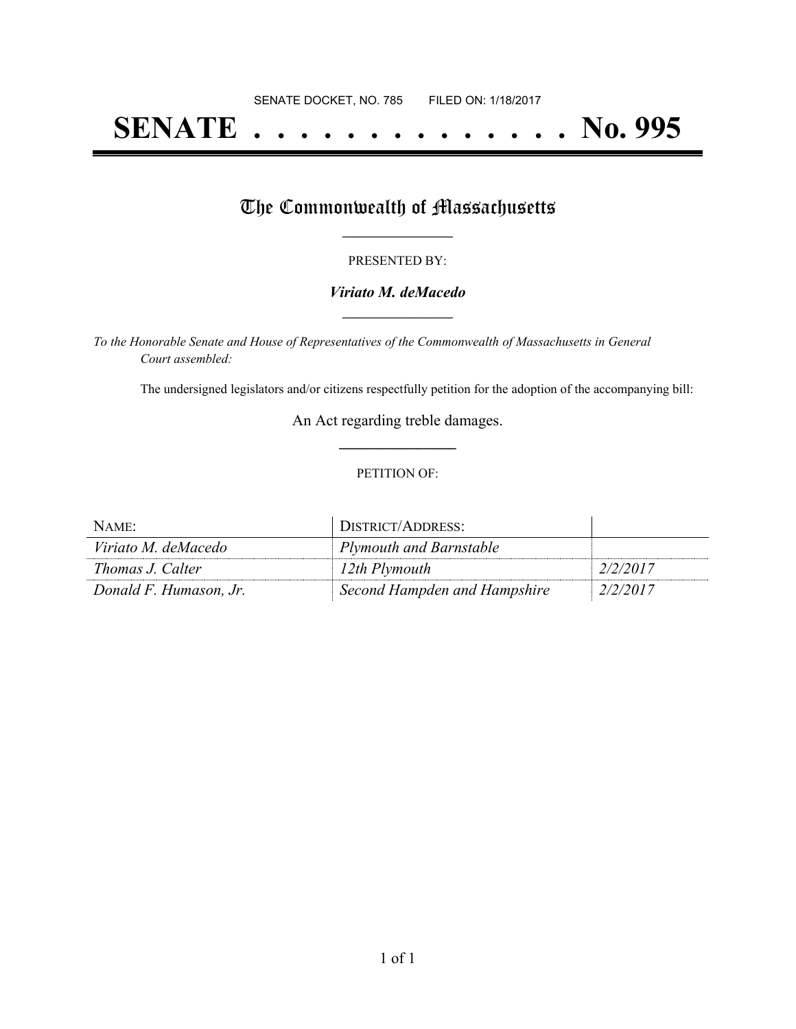SENATE DOCKET, NO. 785        FILED ON: 1/18/2017

# SENATE . . . . . . . . . . . . . . No. 995

## The Commonwealth of Massachusetts

PRESENTED BY:

***Viriato M. deMacedo***

*To the Honorable Senate and House of Representatives of the Commonwealth of Massachusetts in General Court assembled:*

The undersigned legislators and/or citizens respectfully petition for the adoption of the accompanying bill:

An Act regarding treble damages.

PETITION OF:

| NAME: | DISTRICT/ADDRESS: | |
|---|---|---|
| *Viriato M. deMacedo* | *Plymouth and Barnstable* | |
| *Thomas J. Calter* | *12th Plymouth* | *2/2/2017* |
| *Donald F. Humason, Jr.* | *Second Hampden and Hampshire* | *2/2/2017* |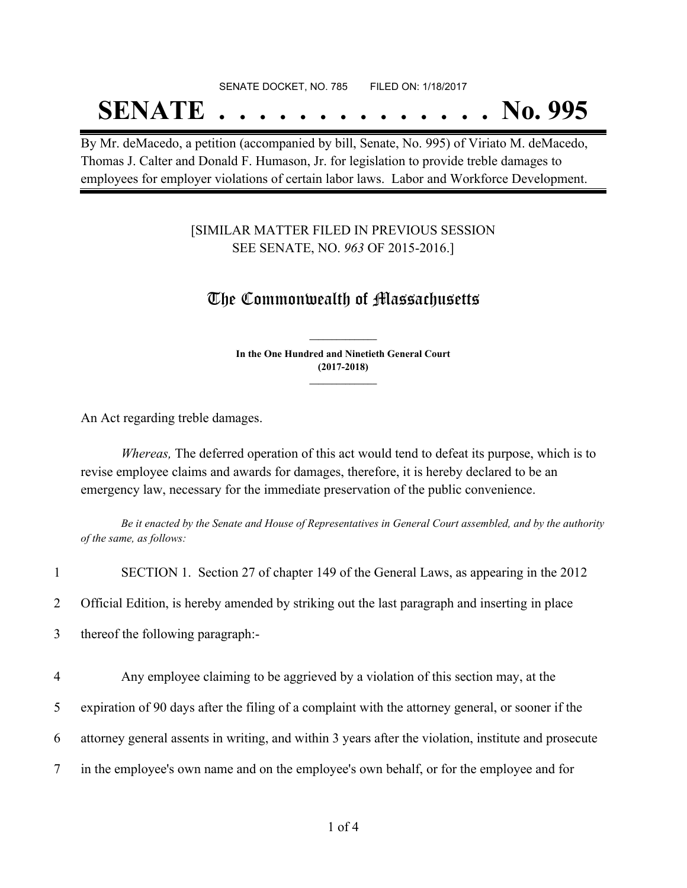SENATE DOCKET, NO. 785        FILED ON: 1/18/2017

# SENATE . . . . . . . . . . . . . . No. 995

By Mr. deMacedo, a petition (accompanied by bill, Senate, No. 995) of Viriato M. deMacedo, Thomas J. Calter and Donald F. Humason, Jr. for legislation to provide treble damages to employees for employer violations of certain labor laws. Labor and Workforce Development.

[SIMILAR MATTER FILED IN PREVIOUS SESSION
SEE SENATE, NO. *963* OF 2015-2016.]

## The Commonwealth of Massachusetts

**In the One Hundred and Ninetieth General Court**
**(2017-2018)**

An Act regarding treble damages.

*Whereas,* The deferred operation of this act would tend to defeat its purpose, which is to revise employee claims and awards for damages, therefore, it is hereby declared to be an emergency law, necessary for the immediate preservation of the public convenience.

*Be it enacted by the Senate and House of Representatives in General Court assembled, and by the authority of the same, as follows:*

1 SECTION 1. Section 27 of chapter 149 of the General Laws, as appearing in the 2012
2 Official Edition, is hereby amended by striking out the last paragraph and inserting in place
3 thereof the following paragraph:-

4 Any employee claiming to be aggrieved by a violation of this section may, at the
5 expiration of 90 days after the filing of a complaint with the attorney general, or sooner if the
6 attorney general assents in writing, and within 3 years after the violation, institute and prosecute
7 in the employee's own name and on the employee's own behalf, or for the employee and for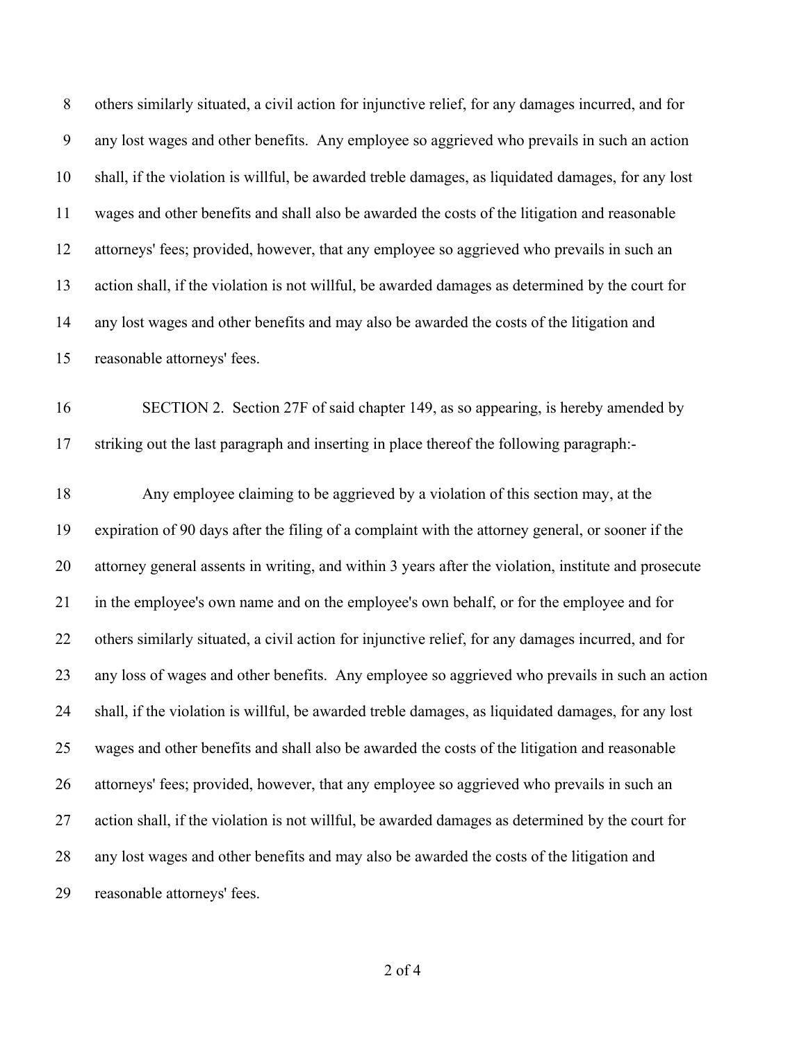others similarly situated, a civil action for injunctive relief, for any damages incurred, and for any lost wages and other benefits. Any employee so aggrieved who prevails in such an action shall, if the violation is willful, be awarded treble damages, as liquidated damages, for any lost wages and other benefits and shall also be awarded the costs of the litigation and reasonable attorneys' fees; provided, however, that any employee so aggrieved who prevails in such an action shall, if the violation is not willful, be awarded damages as determined by the court for any lost wages and other benefits and may also be awarded the costs of the litigation and reasonable attorneys' fees.

SECTION 2. Section 27F of said chapter 149, as so appearing, is hereby amended by striking out the last paragraph and inserting in place thereof the following paragraph:-

Any employee claiming to be aggrieved by a violation of this section may, at the expiration of 90 days after the filing of a complaint with the attorney general, or sooner if the attorney general assents in writing, and within 3 years after the violation, institute and prosecute in the employee's own name and on the employee's own behalf, or for the employee and for others similarly situated, a civil action for injunctive relief, for any damages incurred, and for any loss of wages and other benefits. Any employee so aggrieved who prevails in such an action shall, if the violation is willful, be awarded treble damages, as liquidated damages, for any lost wages and other benefits and shall also be awarded the costs of the litigation and reasonable attorneys' fees; provided, however, that any employee so aggrieved who prevails in such an action shall, if the violation is not willful, be awarded damages as determined by the court for any lost wages and other benefits and may also be awarded the costs of the litigation and reasonable attorneys' fees.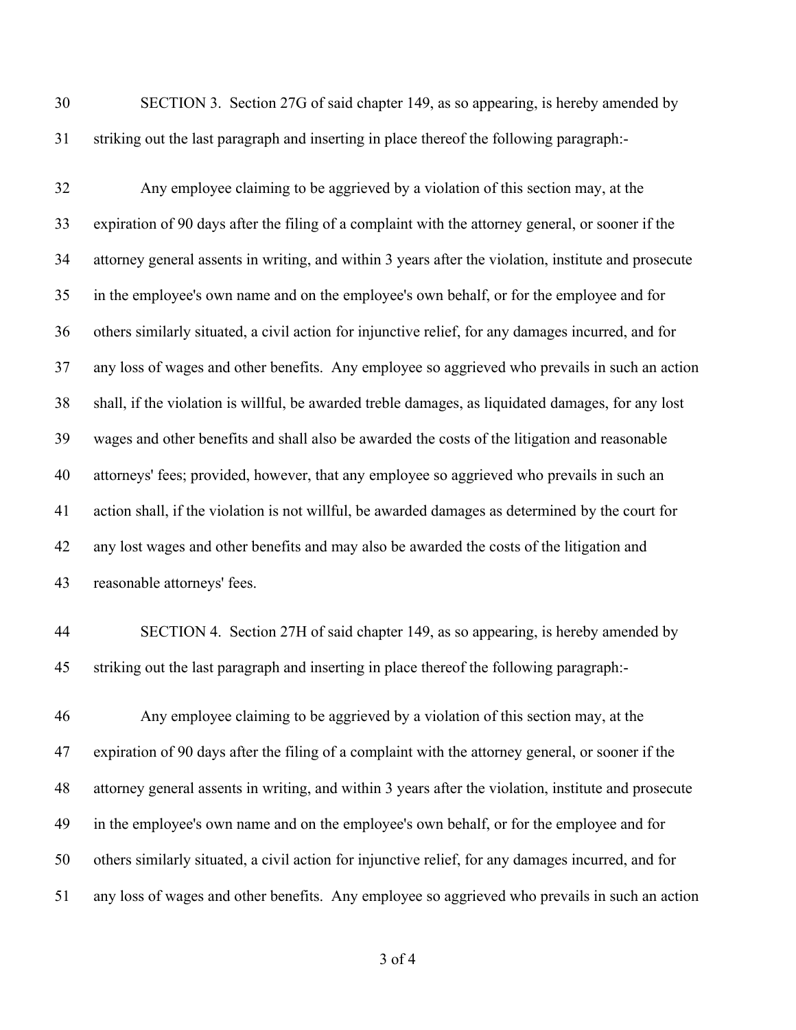SECTION 3. Section 27G of said chapter 149, as so appearing, is hereby amended by striking out the last paragraph and inserting in place thereof the following paragraph:-

Any employee claiming to be aggrieved by a violation of this section may, at the expiration of 90 days after the filing of a complaint with the attorney general, or sooner if the attorney general assents in writing, and within 3 years after the violation, institute and prosecute in the employee's own name and on the employee's own behalf, or for the employee and for others similarly situated, a civil action for injunctive relief, for any damages incurred, and for any loss of wages and other benefits. Any employee so aggrieved who prevails in such an action shall, if the violation is willful, be awarded treble damages, as liquidated damages, for any lost wages and other benefits and shall also be awarded the costs of the litigation and reasonable attorneys' fees; provided, however, that any employee so aggrieved who prevails in such an action shall, if the violation is not willful, be awarded damages as determined by the court for any lost wages and other benefits and may also be awarded the costs of the litigation and reasonable attorneys' fees.

SECTION 4. Section 27H of said chapter 149, as so appearing, is hereby amended by striking out the last paragraph and inserting in place thereof the following paragraph:-

Any employee claiming to be aggrieved by a violation of this section may, at the expiration of 90 days after the filing of a complaint with the attorney general, or sooner if the attorney general assents in writing, and within 3 years after the violation, institute and prosecute in the employee's own name and on the employee's own behalf, or for the employee and for others similarly situated, a civil action for injunctive relief, for any damages incurred, and for any loss of wages and other benefits. Any employee so aggrieved who prevails in such an action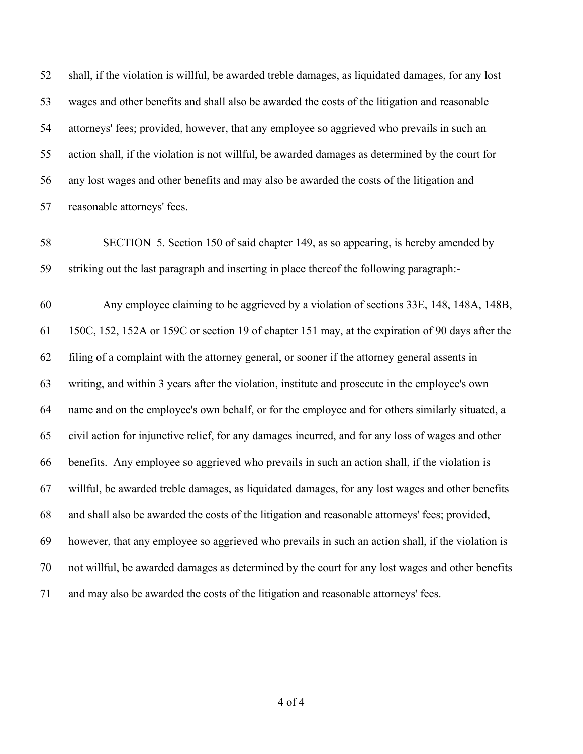shall, if the violation is willful, be awarded treble damages, as liquidated damages, for any lost wages and other benefits and shall also be awarded the costs of the litigation and reasonable attorneys' fees; provided, however, that any employee so aggrieved who prevails in such an action shall, if the violation is not willful, be awarded damages as determined by the court for any lost wages and other benefits and may also be awarded the costs of the litigation and reasonable attorneys' fees.

SECTION 5. Section 150 of said chapter 149, as so appearing, is hereby amended by striking out the last paragraph and inserting in place thereof the following paragraph:-

Any employee claiming to be aggrieved by a violation of sections 33E, 148, 148A, 148B, 150C, 152, 152A or 159C or section 19 of chapter 151 may, at the expiration of 90 days after the filing of a complaint with the attorney general, or sooner if the attorney general assents in writing, and within 3 years after the violation, institute and prosecute in the employee's own name and on the employee's own behalf, or for the employee and for others similarly situated, a civil action for injunctive relief, for any damages incurred, and for any loss of wages and other benefits. Any employee so aggrieved who prevails in such an action shall, if the violation is willful, be awarded treble damages, as liquidated damages, for any lost wages and other benefits and shall also be awarded the costs of the litigation and reasonable attorneys' fees; provided, however, that any employee so aggrieved who prevails in such an action shall, if the violation is not willful, be awarded damages as determined by the court for any lost wages and other benefits and may also be awarded the costs of the litigation and reasonable attorneys' fees.